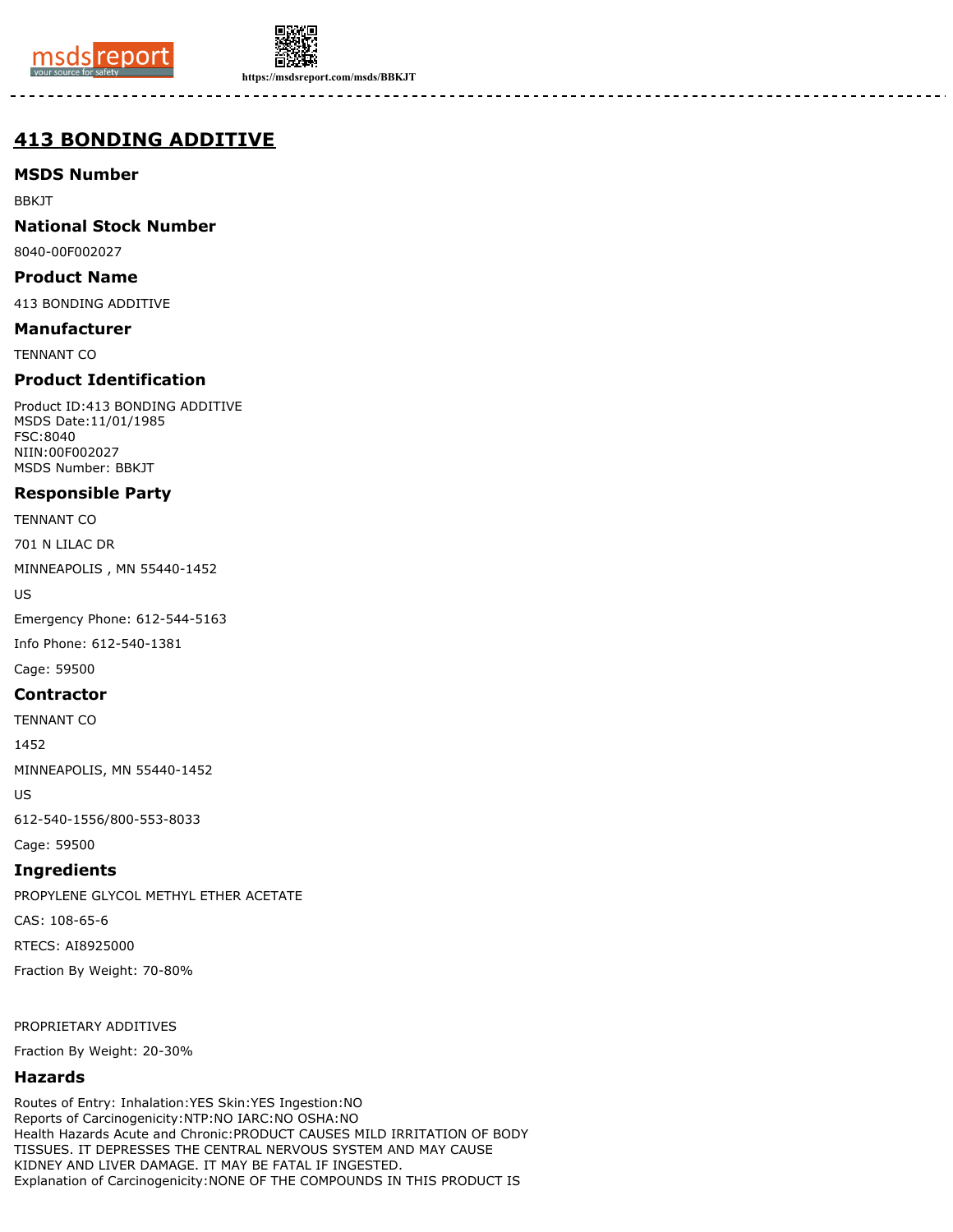# 413 BONDING ADDITIVE

## MSDS Number

BBKJT

## National Stock Number

8040-00F002027

## Product Name

413 BONDING ADDITIVE

## Manufacturer

TENNANT CO

## Product Identification

Product ID:413 BONDING ADDITIVE
MSDS Date:11/01/1985
FSC:8040
NIIN:00F002027
MSDS Number: BBKJT

## Responsible Party

TENNANT CO

701 N LILAC DR

MINNEAPOLIS , MN 55440-1452

US

Emergency Phone: 612-544-5163

Info Phone: 612-540-1381

Cage: 59500

## Contractor

TENNANT CO

1452

MINNEAPOLIS, MN 55440-1452

US

612-540-1556/800-553-8033

Cage: 59500

## Ingredients

PROPYLENE GLYCOL METHYL ETHER ACETATE

CAS: 108-65-6

RTECS: AI8925000

Fraction By Weight: 70-80%

PROPRIETARY ADDITIVES

Fraction By Weight: 20-30%

## Hazards

Routes of Entry: Inhalation:YES Skin:YES Ingestion:NO
Reports of Carcinogenicity:NTP:NO IARC:NO OSHA:NO
Health Hazards Acute and Chronic:PRODUCT CAUSES MILD IRRITATION OF BODY TISSUES. IT DEPRESSES THE CENTRAL NERVOUS SYSTEM AND MAY CAUSE KIDNEY AND LIVER DAMAGE. IT MAY BE FATAL IF INGESTED.
Explanation of Carcinogenicity:NONE OF THE COMPOUNDS IN THIS PRODUCT IS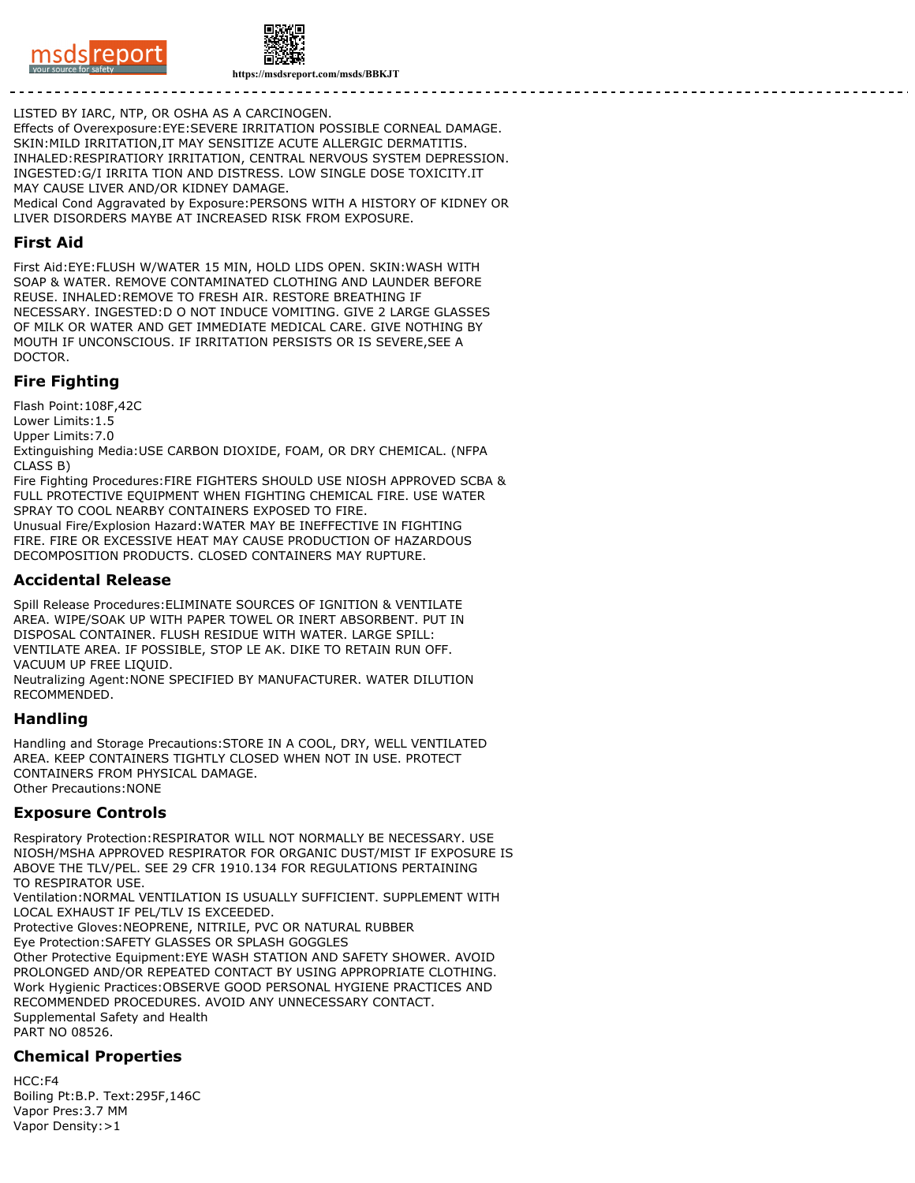LISTED BY IARC, NTP, OR OSHA AS A CARCINOGEN.
Effects of Overexposure:EYE:SEVERE IRRITATION POSSIBLE CORNEAL DAMAGE. SKIN:MILD IRRITATION,IT MAY SENSITIZE ACUTE ALLERGIC DERMATITIS. INHALED:RESPIRATIORY IRRITATION, CENTRAL NERVOUS SYSTEM DEPRESSION. INGESTED:G/I IRRITA TION AND DISTRESS. LOW SINGLE DOSE TOXICITY.IT MAY CAUSE LIVER AND/OR KIDNEY DAMAGE.
Medical Cond Aggravated by Exposure:PERSONS WITH A HISTORY OF KIDNEY OR LIVER DISORDERS MAYBE AT INCREASED RISK FROM EXPOSURE.

## First Aid

First Aid:EYE:FLUSH W/WATER 15 MIN, HOLD LIDS OPEN. SKIN:WASH WITH SOAP & WATER. REMOVE CONTAMINATED CLOTHING AND LAUNDER BEFORE REUSE. INHALED:REMOVE TO FRESH AIR. RESTORE BREATHING IF NECESSARY. INGESTED:D O NOT INDUCE VOMITING. GIVE 2 LARGE GLASSES OF MILK OR WATER AND GET IMMEDIATE MEDICAL CARE. GIVE NOTHING BY MOUTH IF UNCONSCIOUS. IF IRRITATION PERSISTS OR IS SEVERE,SEE A DOCTOR.

## Fire Fighting

Flash Point:108F,42C
Lower Limits:1.5
Upper Limits:7.0
Extinguishing Media:USE CARBON DIOXIDE, FOAM, OR DRY CHEMICAL. (NFPA CLASS B)
Fire Fighting Procedures:FIRE FIGHTERS SHOULD USE NIOSH APPROVED SCBA & FULL PROTECTIVE EQUIPMENT WHEN FIGHTING CHEMICAL FIRE. USE WATER SPRAY TO COOL NEARBY CONTAINERS EXPOSED TO FIRE.
Unusual Fire/Explosion Hazard:WATER MAY BE INEFFECTIVE IN FIGHTING FIRE. FIRE OR EXCESSIVE HEAT MAY CAUSE PRODUCTION OF HAZARDOUS DECOMPOSITION PRODUCTS. CLOSED CONTAINERS MAY RUPTURE.

## Accidental Release

Spill Release Procedures:ELIMINATE SOURCES OF IGNITION & VENTILATE AREA. WIPE/SOAK UP WITH PAPER TOWEL OR INERT ABSORBENT. PUT IN DISPOSAL CONTAINER. FLUSH RESIDUE WITH WATER. LARGE SPILL: VENTILATE AREA. IF POSSIBLE, STOP LE AK. DIKE TO RETAIN RUN OFF. VACUUM UP FREE LIQUID.
Neutralizing Agent:NONE SPECIFIED BY MANUFACTURER. WATER DILUTION RECOMMENDED.

## Handling

Handling and Storage Precautions:STORE IN A COOL, DRY, WELL VENTILATED AREA. KEEP CONTAINERS TIGHTLY CLOSED WHEN NOT IN USE. PROTECT CONTAINERS FROM PHYSICAL DAMAGE.
Other Precautions:NONE

## Exposure Controls

Respiratory Protection:RESPIRATOR WILL NOT NORMALLY BE NECESSARY. USE NIOSH/MSHA APPROVED RESPIRATOR FOR ORGANIC DUST/MIST IF EXPOSURE IS ABOVE THE TLV/PEL. SEE 29 CFR 1910.134 FOR REGULATIONS PERTAINING TO RESPIRATOR USE.
Ventilation:NORMAL VENTILATION IS USUALLY SUFFICIENT. SUPPLEMENT WITH LOCAL EXHAUST IF PEL/TLV IS EXCEEDED.
Protective Gloves:NEOPRENE, NITRILE, PVC OR NATURAL RUBBER
Eye Protection:SAFETY GLASSES OR SPLASH GOGGLES
Other Protective Equipment:EYE WASH STATION AND SAFETY SHOWER. AVOID PROLONGED AND/OR REPEATED CONTACT BY USING APPROPRIATE CLOTHING.
Work Hygienic Practices:OBSERVE GOOD PERSONAL HYGIENE PRACTICES AND RECOMMENDED PROCEDURES. AVOID ANY UNNECESSARY CONTACT.
Supplemental Safety and Health
PART NO 08526.

## Chemical Properties

HCC:F4
Boiling Pt:B.P. Text:295F,146C
Vapor Pres:3.7 MM
Vapor Density:>1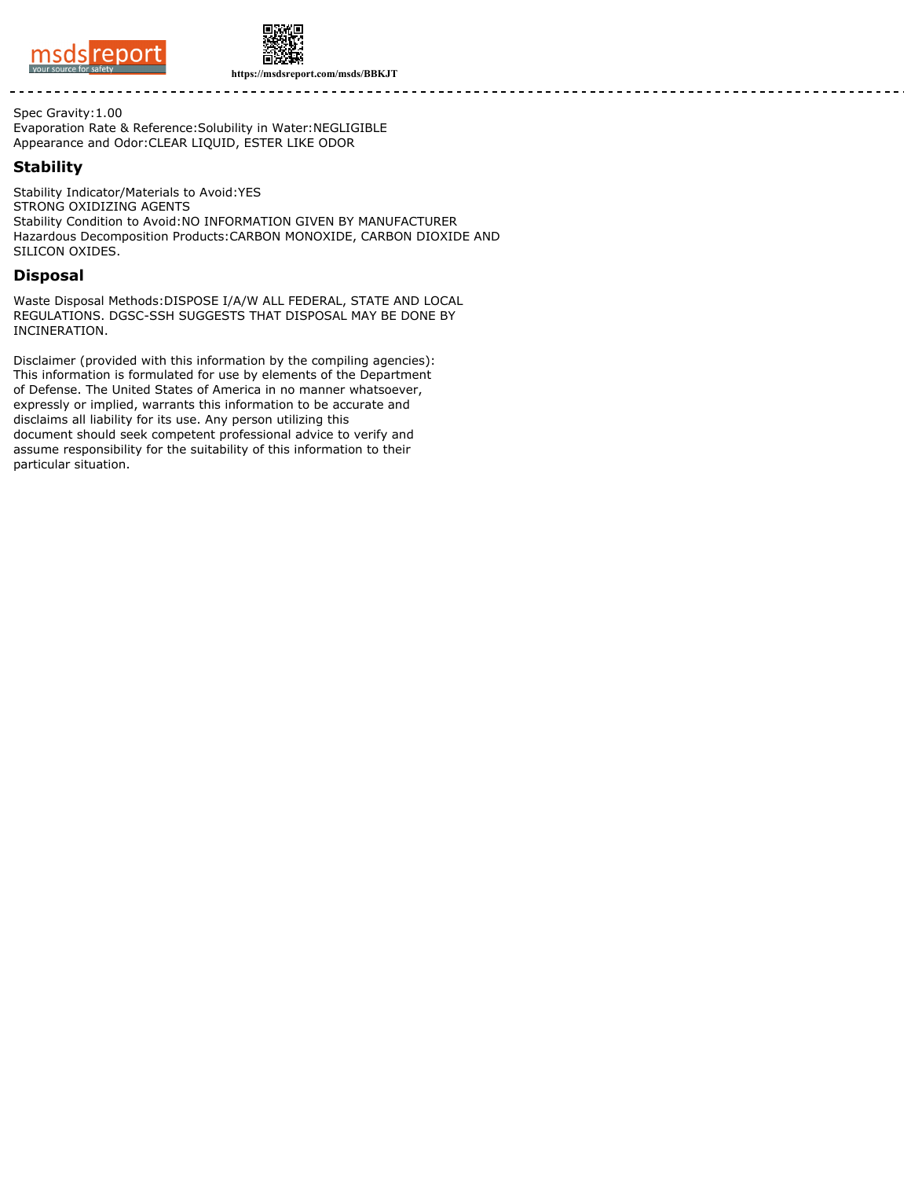Spec Gravity:1.00
Evaporation Rate & Reference:Solubility in Water:NEGLIGIBLE
Appearance and Odor:CLEAR LIQUID, ESTER LIKE ODOR

## Stability

Stability Indicator/Materials to Avoid:YES
STRONG OXIDIZING AGENTS
Stability Condition to Avoid:NO INFORMATION GIVEN BY MANUFACTURER
Hazardous Decomposition Products:CARBON MONOXIDE, CARBON DIOXIDE AND SILICON OXIDES.

## Disposal

Waste Disposal Methods:DISPOSE I/A/W ALL FEDERAL, STATE AND LOCAL REGULATIONS. DGSC-SSH SUGGESTS THAT DISPOSAL MAY BE DONE BY INCINERATION.

Disclaimer (provided with this information by the compiling agencies): This information is formulated for use by elements of the Department of Defense. The United States of America in no manner whatsoever, expressly or implied, warrants this information to be accurate and disclaims all liability for its use. Any person utilizing this document should seek competent professional advice to verify and assume responsibility for the suitability of this information to their particular situation.